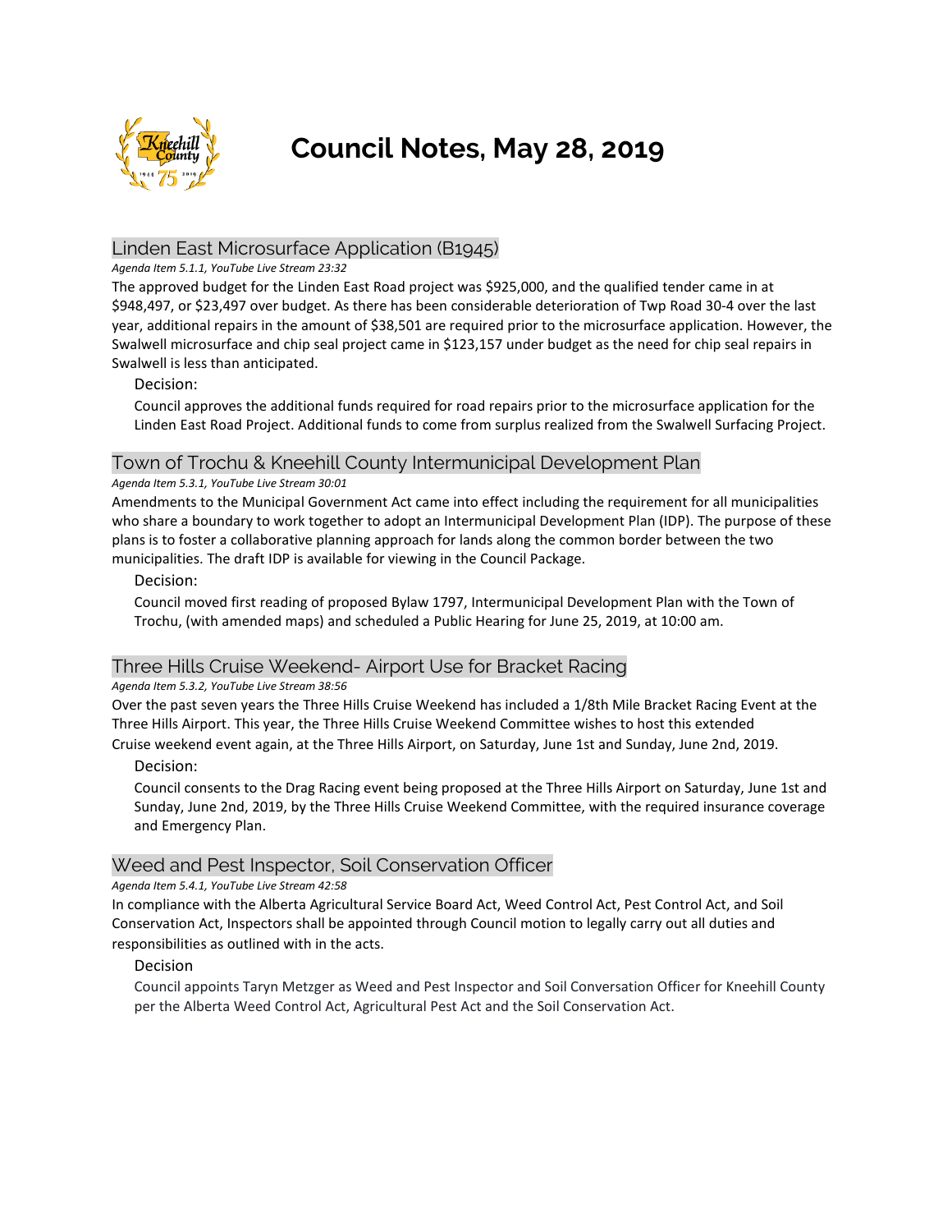# Council Notes, May 28, 2019

## Linden East Microsurface Application (B1945)

*Agenda Item 5.1.1, YouTube Live Stream 23:32*

The approved budget for the Linden East Road project was $925,000, and the qualified tender came in at $948,497, or $23,497 over budget. As there has been considerable deterioration of Twp Road 30-4 over the last year, additional repairs in the amount of $38,501 are required prior to the microsurface application. However, the Swalwell microsurface and chip seal project came in $123,157 under budget as the need for chip seal repairs in Swalwell is less than anticipated.

Decision:

Council approves the additional funds required for road repairs prior to the microsurface application for the Linden East Road Project. Additional funds to come from surplus realized from the Swalwell Surfacing Project.

## Town of Trochu & Kneehill County Intermunicipal Development Plan

*Agenda Item 5.3.1, YouTube Live Stream 30:01*

Amendments to the Municipal Government Act came into effect including the requirement for all municipalities who share a boundary to work together to adopt an Intermunicipal Development Plan (IDP). The purpose of these plans is to foster a collaborative planning approach for lands along the common border between the two municipalities. The draft IDP is available for viewing in the Council Package.

Decision:

Council moved first reading of proposed Bylaw 1797, Intermunicipal Development Plan with the Town of Trochu, (with amended maps) and scheduled a Public Hearing for June 25, 2019, at 10:00 am.

## Three Hills Cruise Weekend- Airport Use for Bracket Racing

*Agenda Item 5.3.2, YouTube Live Stream 38:56*

Over the past seven years the Three Hills Cruise Weekend has included a 1/8th Mile Bracket Racing Event at the Three Hills Airport. This year, the Three Hills Cruise Weekend Committee wishes to host this extended Cruise weekend event again, at the Three Hills Airport, on Saturday, June 1st and Sunday, June 2nd, 2019.

Decision:

Council consents to the Drag Racing event being proposed at the Three Hills Airport on Saturday, June 1st and Sunday, June 2nd, 2019, by the Three Hills Cruise Weekend Committee, with the required insurance coverage and Emergency Plan.

## Weed and Pest Inspector, Soil Conservation Officer

*Agenda Item 5.4.1, YouTube Live Stream 42:58*

In compliance with the Alberta Agricultural Service Board Act, Weed Control Act, Pest Control Act, and Soil Conservation Act, Inspectors shall be appointed through Council motion to legally carry out all duties and responsibilities as outlined with in the acts.

Decision

Council appoints Taryn Metzger as Weed and Pest Inspector and Soil Conversation Officer for Kneehill County per the Alberta Weed Control Act, Agricultural Pest Act and the Soil Conservation Act.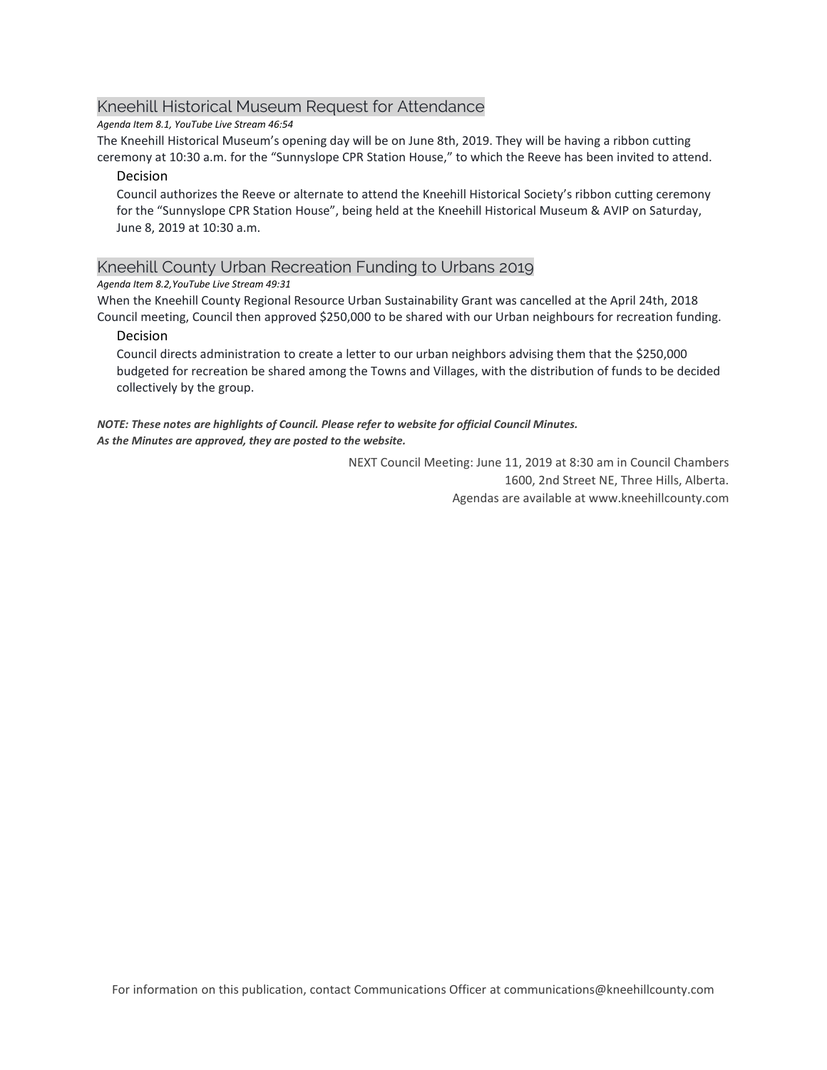## Kneehill Historical Museum Request for Attendance

*Agenda Item 8.1, YouTube Live Stream 46:54*

The Kneehill Historical Museum's opening day will be on June 8th, 2019. They will be having a ribbon cutting ceremony at 10:30 a.m. for the "Sunnyslope CPR Station House," to which the Reeve has been invited to attend.

### Decision

Council authorizes the Reeve or alternate to attend the Kneehill Historical Society's ribbon cutting ceremony for the "Sunnyslope CPR Station House", being held at the Kneehill Historical Museum & AVIP on Saturday, June 8, 2019 at 10:30 a.m.

## Kneehill County Urban Recreation Funding to Urbans 2019

*Agenda Item 8.2,YouTube Live Stream 49:31*

When the Kneehill County Regional Resource Urban Sustainability Grant was cancelled at the April 24th, 2018 Council meeting, Council then approved $250,000 to be shared with our Urban neighbours for recreation funding.

### Decision

Council directs administration to create a letter to our urban neighbors advising them that the $250,000 budgeted for recreation be shared among the Towns and Villages, with the distribution of funds to be decided collectively by the group.

***NOTE: These notes are highlights of Council. Please refer to website for official Council Minutes. As the Minutes are approved, they are posted to the website.***

NEXT Council Meeting: June 11, 2019 at 8:30 am in Council Chambers
1600, 2nd Street NE, Three Hills, Alberta.
Agendas are available at www.kneehillcounty.com

For information on this publication, contact Communications Officer at communications@kneehillcounty.com